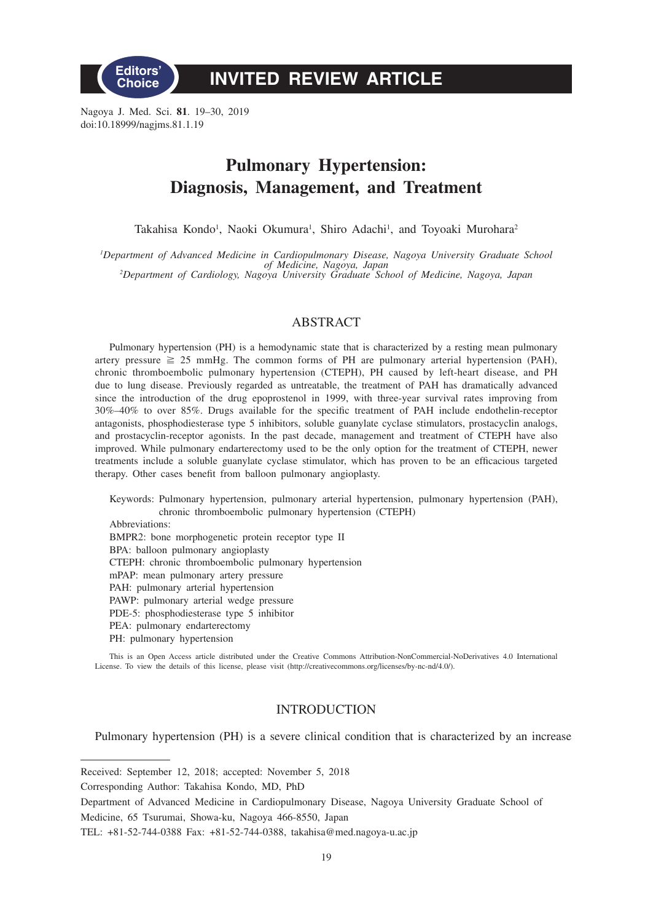Editors' Choice

# INVITED REVIEW ARTICLE

Nagoya J. Med. Sci. **81**. 19–30, 2019
doi:10.18999/nagjms.81.1.19

# Pulmonary Hypertension: Diagnosis, Management, and Treatment

Takahisa Kondo[1], Naoki Okumura[1], Shiro Adachi[1], and Toyoaki Murohara[2]

[1]*Department of Advanced Medicine in Cardiopulmonary Disease, Nagoya University Graduate School of Medicine, Nagoya, Japan*
[2]*Department of Cardiology, Nagoya University Graduate School of Medicine, Nagoya, Japan*

## ABSTRACT

Pulmonary hypertension (PH) is a hemodynamic state that is characterized by a resting mean pulmonary artery pressure ≧ 25 mmHg. The common forms of PH are pulmonary arterial hypertension (PAH), chronic thromboembolic pulmonary hypertension (CTEPH), PH caused by left-heart disease, and PH due to lung disease. Previously regarded as untreatable, the treatment of PAH has dramatically advanced since the introduction of the drug epoprostenol in 1999, with three-year survival rates improving from 30%–40% to over 85%. Drugs available for the specific treatment of PAH include endothelin-receptor antagonists, phosphodiesterase type 5 inhibitors, soluble guanylate cyclase stimulators, prostacyclin analogs, and prostacyclin-receptor agonists. In the past decade, management and treatment of CTEPH have also improved. While pulmonary endarterectomy used to be the only option for the treatment of CTEPH, newer treatments include a soluble guanylate cyclase stimulator, which has proven to be an efficacious targeted therapy. Other cases benefit from balloon pulmonary angioplasty.

Keywords: Pulmonary hypertension, pulmonary arterial hypertension, pulmonary hypertension (PAH), chronic thromboembolic pulmonary hypertension (CTEPH)

Abbreviations:
BMPR2: bone morphogenetic protein receptor type II
BPA: balloon pulmonary angioplasty
CTEPH: chronic thromboembolic pulmonary hypertension
mPAP: mean pulmonary artery pressure
PAH: pulmonary arterial hypertension
PAWP: pulmonary arterial wedge pressure
PDE-5: phosphodiesterase type 5 inhibitor
PEA: pulmonary endarterectomy
PH: pulmonary hypertension

This is an Open Access article distributed under the Creative Commons Attribution-NonCommercial-NoDerivatives 4.0 International License. To view the details of this license, please visit (http://creativecommons.org/licenses/by-nc-nd/4.0/).

## INTRODUCTION

Pulmonary hypertension (PH) is a severe clinical condition that is characterized by an increase

---

Received: September 12, 2018; accepted: November 5, 2018
Corresponding Author: Takahisa Kondo, MD, PhD
Department of Advanced Medicine in Cardiopulmonary Disease, Nagoya University Graduate School of Medicine, 65 Tsurumai, Showa-ku, Nagoya 466-8550, Japan
TEL: +81-52-744-0388 Fax: +81-52-744-0388, takahisa@med.nagoya-u.ac.jp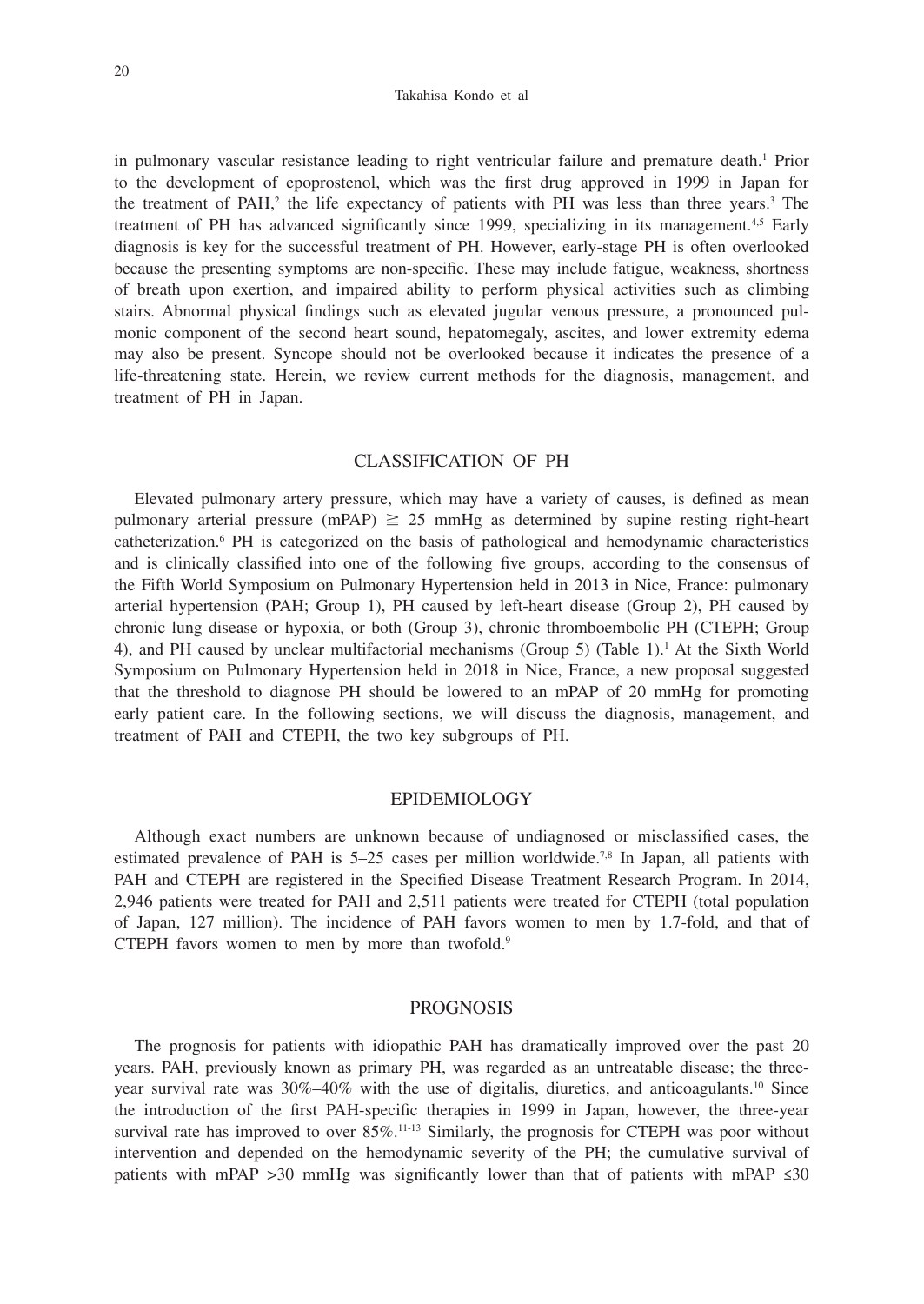in pulmonary vascular resistance leading to right ventricular failure and premature death.[1] Prior to the development of epoprostenol, which was the first drug approved in 1999 in Japan for the treatment of PAH,[2] the life expectancy of patients with PH was less than three years.[3] The treatment of PH has advanced significantly since 1999, specializing in its management.[4,5] Early diagnosis is key for the successful treatment of PH. However, early-stage PH is often overlooked because the presenting symptoms are non-specific. These may include fatigue, weakness, shortness of breath upon exertion, and impaired ability to perform physical activities such as climbing stairs. Abnormal physical findings such as elevated jugular venous pressure, a pronounced pulmonic component of the second heart sound, hepatomegaly, ascites, and lower extremity edema may also be present. Syncope should not be overlooked because it indicates the presence of a life-threatening state. Herein, we review current methods for the diagnosis, management, and treatment of PH in Japan.

## CLASSIFICATION OF PH

Elevated pulmonary artery pressure, which may have a variety of causes, is defined as mean pulmonary arterial pressure (mPAP) $\geqq$ 25 mmHg as determined by supine resting right-heart catheterization.[6] PH is categorized on the basis of pathological and hemodynamic characteristics and is clinically classified into one of the following five groups, according to the consensus of the Fifth World Symposium on Pulmonary Hypertension held in 2013 in Nice, France: pulmonary arterial hypertension (PAH; Group 1), PH caused by left-heart disease (Group 2), PH caused by chronic lung disease or hypoxia, or both (Group 3), chronic thromboembolic PH (CTEPH; Group 4), and PH caused by unclear multifactorial mechanisms (Group 5) (Table 1).[1] At the Sixth World Symposium on Pulmonary Hypertension held in 2018 in Nice, France, a new proposal suggested that the threshold to diagnose PH should be lowered to an mPAP of 20 mmHg for promoting early patient care. In the following sections, we will discuss the diagnosis, management, and treatment of PAH and CTEPH, the two key subgroups of PH.

## EPIDEMIOLOGY

Although exact numbers are unknown because of undiagnosed or misclassified cases, the estimated prevalence of PAH is 5–25 cases per million worldwide.[7,8] In Japan, all patients with PAH and CTEPH are registered in the Specified Disease Treatment Research Program. In 2014, 2,946 patients were treated for PAH and 2,511 patients were treated for CTEPH (total population of Japan, 127 million). The incidence of PAH favors women to men by 1.7-fold, and that of CTEPH favors women to men by more than twofold.[9]

## PROGNOSIS

The prognosis for patients with idiopathic PAH has dramatically improved over the past 20 years. PAH, previously known as primary PH, was regarded as an untreatable disease; the three-year survival rate was 30%–40% with the use of digitalis, diuretics, and anticoagulants.[10] Since the introduction of the first PAH-specific therapies in 1999 in Japan, however, the three-year survival rate has improved to over 85%.[11-13] Similarly, the prognosis for CTEPH was poor without intervention and depended on the hemodynamic severity of the PH; the cumulative survival of patients with mPAP >30 mmHg was significantly lower than that of patients with mPAP ≤30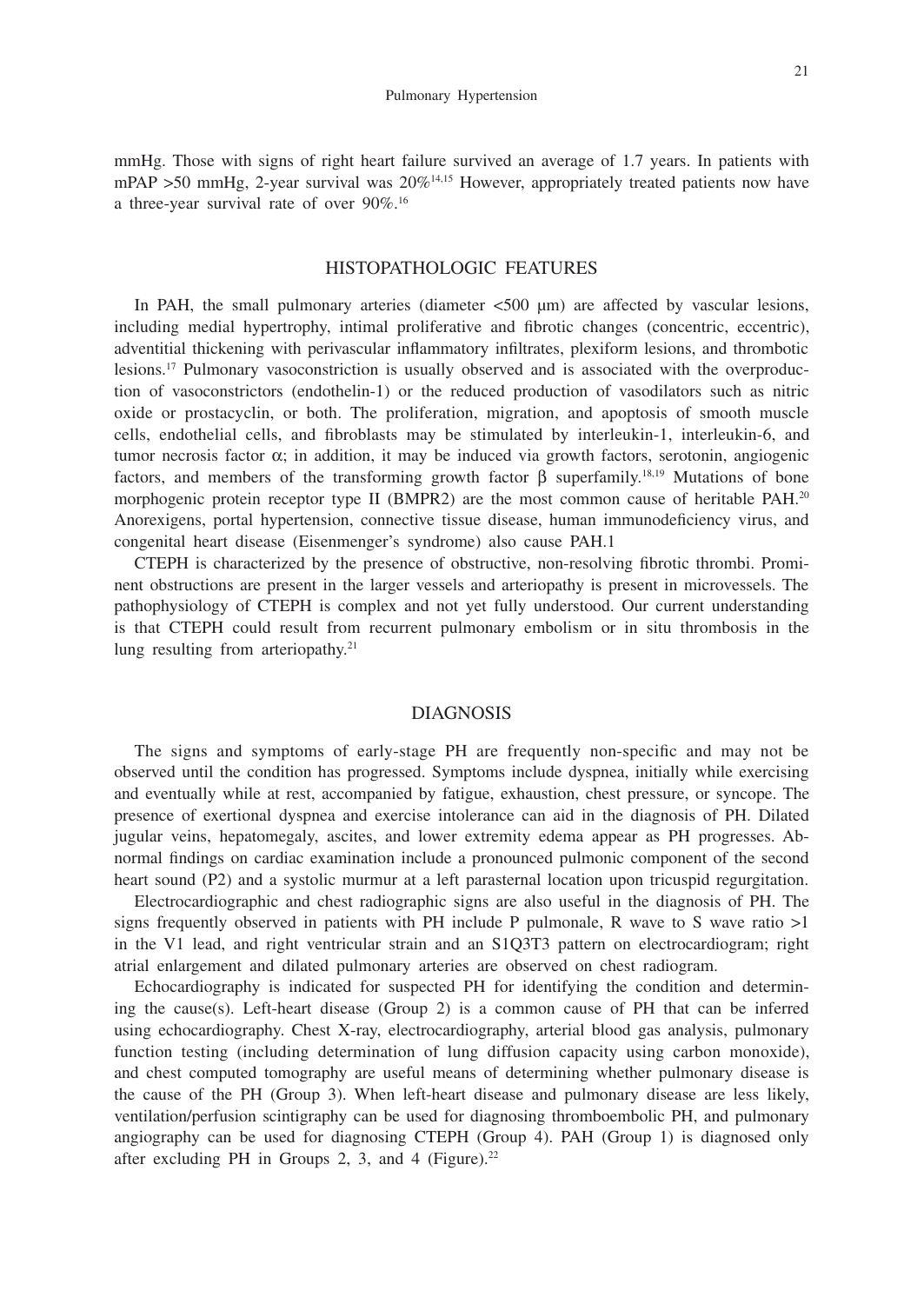mmHg. Those with signs of right heart failure survived an average of 1.7 years. In patients with mPAP >50 mmHg, 2-year survival was 20%[14,15] However, appropriately treated patients now have a three-year survival rate of over 90%.[16]

## HISTOPATHOLOGIC FEATURES

In PAH, the small pulmonary arteries (diameter <500 μm) are affected by vascular lesions, including medial hypertrophy, intimal proliferative and fibrotic changes (concentric, eccentric), adventitial thickening with perivascular inflammatory infiltrates, plexiform lesions, and thrombotic lesions.[17] Pulmonary vasoconstriction is usually observed and is associated with the overproduction of vasoconstrictors (endothelin-1) or the reduced production of vasodilators such as nitric oxide or prostacyclin, or both. The proliferation, migration, and apoptosis of smooth muscle cells, endothelial cells, and fibroblasts may be stimulated by interleukin-1, interleukin-6, and tumor necrosis factor α; in addition, it may be induced via growth factors, serotonin, angiogenic factors, and members of the transforming growth factor β superfamily.[18,19] Mutations of bone morphogenic protein receptor type II (BMPR2) are the most common cause of heritable PAH.[20] Anorexigens, portal hypertension, connective tissue disease, human immunodeficiency virus, and congenital heart disease (Eisenmenger's syndrome) also cause PAH.1

CTEPH is characterized by the presence of obstructive, non-resolving fibrotic thrombi. Prominent obstructions are present in the larger vessels and arteriopathy is present in microvessels. The pathophysiology of CTEPH is complex and not yet fully understood. Our current understanding is that CTEPH could result from recurrent pulmonary embolism or in situ thrombosis in the lung resulting from arteriopathy.[21]

## DIAGNOSIS

The signs and symptoms of early-stage PH are frequently non-specific and may not be observed until the condition has progressed. Symptoms include dyspnea, initially while exercising and eventually while at rest, accompanied by fatigue, exhaustion, chest pressure, or syncope. The presence of exertional dyspnea and exercise intolerance can aid in the diagnosis of PH. Dilated jugular veins, hepatomegaly, ascites, and lower extremity edema appear as PH progresses. Abnormal findings on cardiac examination include a pronounced pulmonic component of the second heart sound (P2) and a systolic murmur at a left parasternal location upon tricuspid regurgitation.

Electrocardiographic and chest radiographic signs are also useful in the diagnosis of PH. The signs frequently observed in patients with PH include P pulmonale, R wave to S wave ratio >1 in the V1 lead, and right ventricular strain and an S1Q3T3 pattern on electrocardiogram; right atrial enlargement and dilated pulmonary arteries are observed on chest radiogram.

Echocardiography is indicated for suspected PH for identifying the condition and determining the cause(s). Left-heart disease (Group 2) is a common cause of PH that can be inferred using echocardiography. Chest X-ray, electrocardiography, arterial blood gas analysis, pulmonary function testing (including determination of lung diffusion capacity using carbon monoxide), and chest computed tomography are useful means of determining whether pulmonary disease is the cause of the PH (Group 3). When left-heart disease and pulmonary disease are less likely, ventilation/perfusion scintigraphy can be used for diagnosing thromboembolic PH, and pulmonary angiography can be used for diagnosing CTEPH (Group 4). PAH (Group 1) is diagnosed only after excluding PH in Groups 2, 3, and 4 (Figure).[22]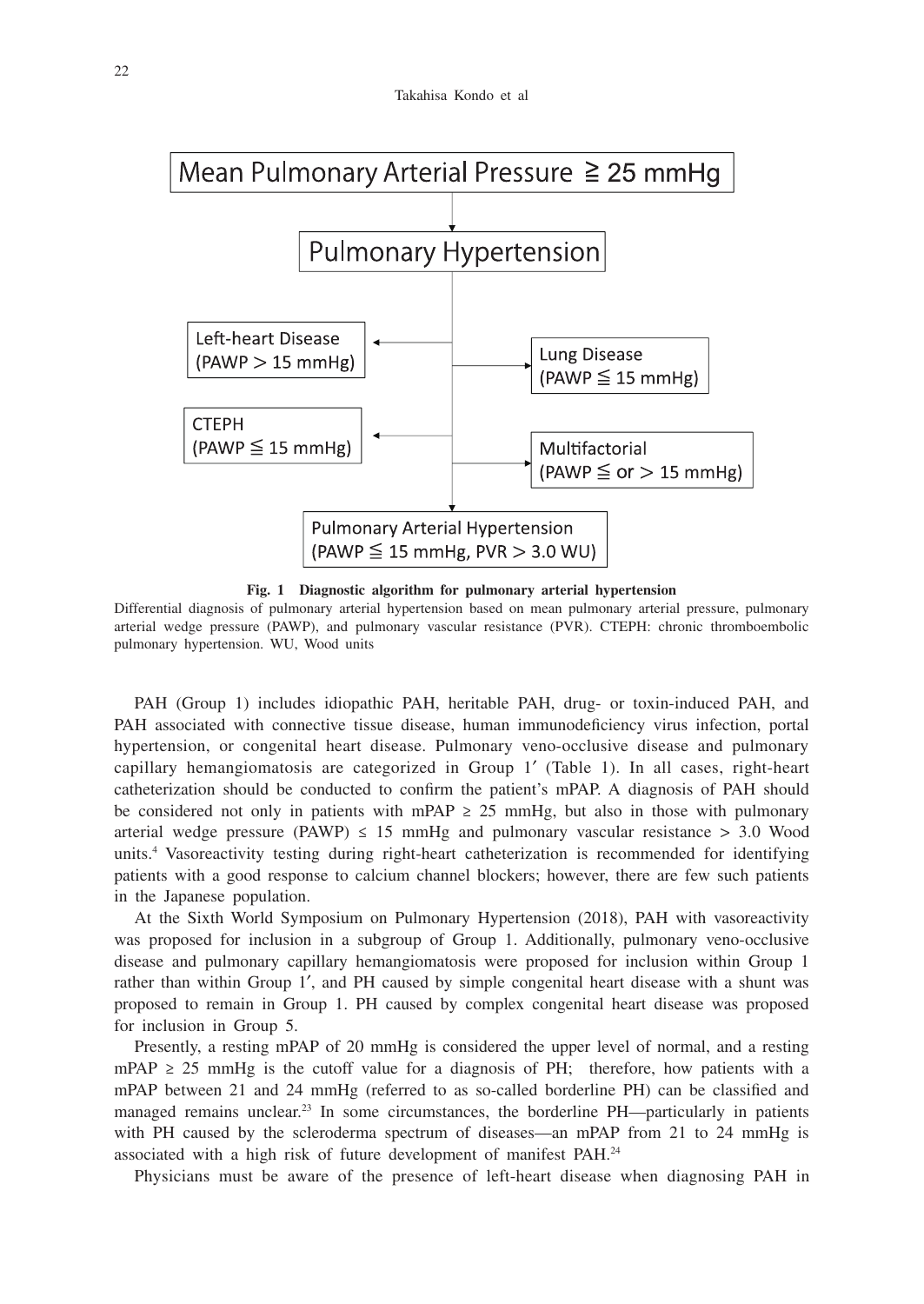Mean Pulmonary Arterial Pressure ≧ 25 mmHg

Pulmonary Hypertension

- Left-heart Disease (PAWP > 15 mmHg)
- Lung Disease (PAWP ≦ 15 mmHg)
- CTEPH (PAWP ≦ 15 mmHg)
- Multifactorial (PAWP ≦ or > 15 mmHg)

Pulmonary Arterial Hypertension (PAWP ≦ 15 mmHg, PVR > 3.0 WU)

**Fig. 1 Diagnostic algorithm for pulmonary arterial hypertension**

Differential diagnosis of pulmonary arterial hypertension based on mean pulmonary arterial pressure, pulmonary arterial wedge pressure (PAWP), and pulmonary vascular resistance (PVR). CTEPH: chronic thromboembolic pulmonary hypertension. WU, Wood units

PAH (Group 1) includes idiopathic PAH, heritable PAH, drug- or toxin-induced PAH, and PAH associated with connective tissue disease, human immunodeficiency virus infection, portal hypertension, or congenital heart disease. Pulmonary veno-occlusive disease and pulmonary capillary hemangiomatosis are categorized in Group 1′ (Table 1). In all cases, right-heart catheterization should be conducted to confirm the patient's mPAP. A diagnosis of PAH should be considered not only in patients with mPAP ≥ 25 mmHg, but also in those with pulmonary arterial wedge pressure (PAWP) ≤ 15 mmHg and pulmonary vascular resistance > 3.0 Wood units.[4] Vasoreactivity testing during right-heart catheterization is recommended for identifying patients with a good response to calcium channel blockers; however, there are few such patients in the Japanese population.

At the Sixth World Symposium on Pulmonary Hypertension (2018), PAH with vasoreactivity was proposed for inclusion in a subgroup of Group 1. Additionally, pulmonary veno-occlusive disease and pulmonary capillary hemangiomatosis were proposed for inclusion within Group 1 rather than within Group 1′, and PH caused by simple congenital heart disease with a shunt was proposed to remain in Group 1. PH caused by complex congenital heart disease was proposed for inclusion in Group 5.

Presently, a resting mPAP of 20 mmHg is considered the upper level of normal, and a resting mPAP ≥ 25 mmHg is the cutoff value for a diagnosis of PH; therefore, how patients with a mPAP between 21 and 24 mmHg (referred to as so-called borderline PH) can be classified and managed remains unclear.[23] In some circumstances, the borderline PH—particularly in patients with PH caused by the scleroderma spectrum of diseases—an mPAP from 21 to 24 mmHg is associated with a high risk of future development of manifest PAH.[24]

Physicians must be aware of the presence of left-heart disease when diagnosing PAH in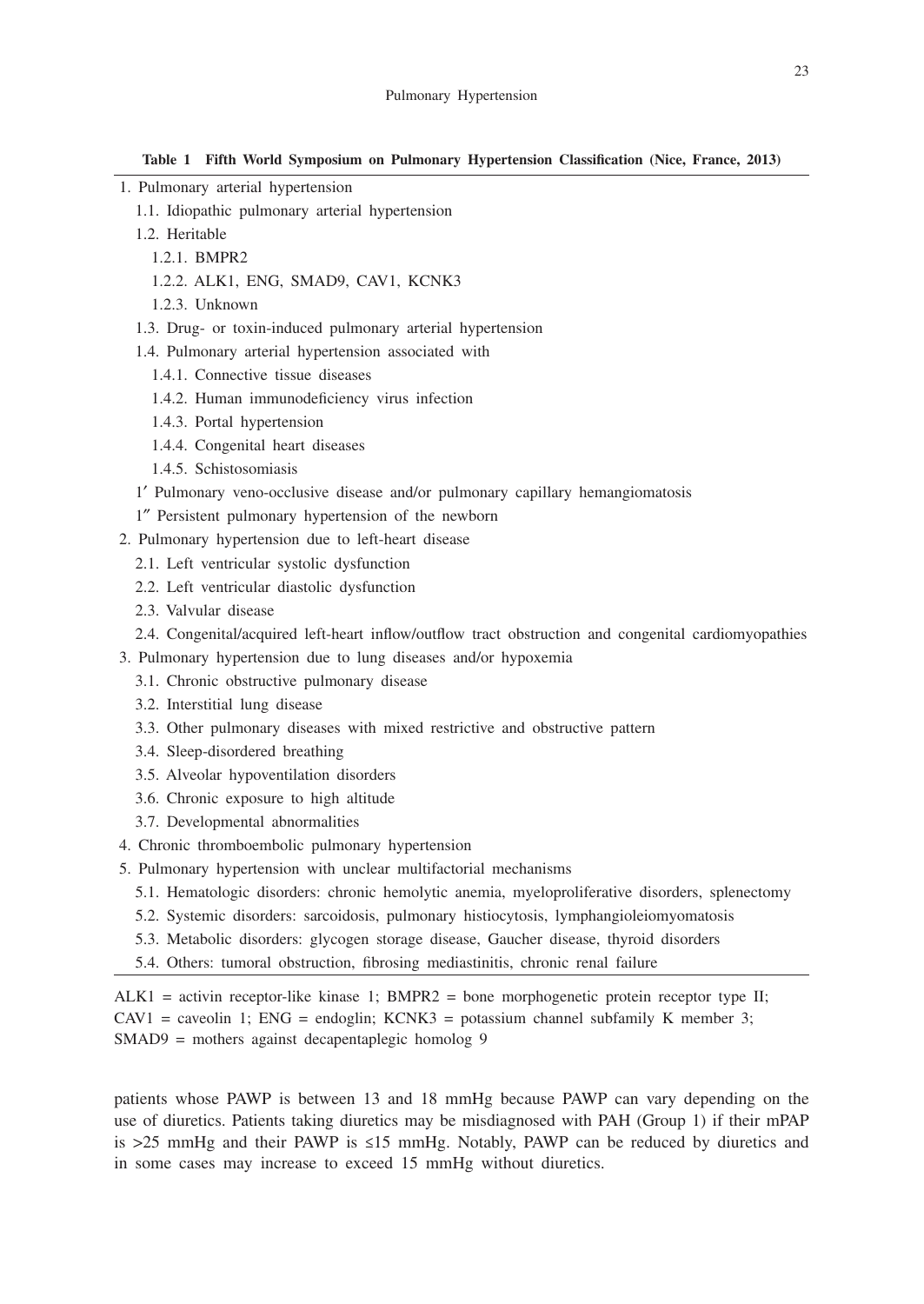**Table 1 Fifth World Symposium on Pulmonary Hypertension Classification (Nice, France, 2013)**

| |
|---|
| 1. Pulmonary arterial hypertension |
| 1.1. Idiopathic pulmonary arterial hypertension |
| 1.2. Heritable |
| 1.2.1. BMPR2 |
| 1.2.2. ALK1, ENG, SMAD9, CAV1, KCNK3 |
| 1.2.3. Unknown |
| 1.3. Drug- or toxin-induced pulmonary arterial hypertension |
| 1.4. Pulmonary arterial hypertension associated with |
| 1.4.1. Connective tissue diseases |
| 1.4.2. Human immunodeficiency virus infection |
| 1.4.3. Portal hypertension |
| 1.4.4. Congenital heart diseases |
| 1.4.5. Schistosomiasis |
| 1′ Pulmonary veno-occlusive disease and/or pulmonary capillary hemangiomatosis |
| 1″ Persistent pulmonary hypertension of the newborn |
| 2. Pulmonary hypertension due to left-heart disease |
| 2.1. Left ventricular systolic dysfunction |
| 2.2. Left ventricular diastolic dysfunction |
| 2.3. Valvular disease |
| 2.4. Congenital/acquired left-heart inflow/outflow tract obstruction and congenital cardiomyopathies |
| 3. Pulmonary hypertension due to lung diseases and/or hypoxemia |
| 3.1. Chronic obstructive pulmonary disease |
| 3.2. Interstitial lung disease |
| 3.3. Other pulmonary diseases with mixed restrictive and obstructive pattern |
| 3.4. Sleep-disordered breathing |
| 3.5. Alveolar hypoventilation disorders |
| 3.6. Chronic exposure to high altitude |
| 3.7. Developmental abnormalities |
| 4. Chronic thromboembolic pulmonary hypertension |
| 5. Pulmonary hypertension with unclear multifactorial mechanisms |
| 5.1. Hematologic disorders: chronic hemolytic anemia, myeloproliferative disorders, splenectomy |
| 5.2. Systemic disorders: sarcoidosis, pulmonary histiocytosis, lymphangioleiomyomatosis |
| 5.3. Metabolic disorders: glycogen storage disease, Gaucher disease, thyroid disorders |
| 5.4. Others: tumoral obstruction, fibrosing mediastinitis, chronic renal failure |

ALK1 = activin receptor-like kinase 1; BMPR2 = bone morphogenetic protein receptor type II; CAV1 = caveolin 1; ENG = endoglin; KCNK3 = potassium channel subfamily K member 3; SMAD9 = mothers against decapentaplegic homolog 9

patients whose PAWP is between 13 and 18 mmHg because PAWP can vary depending on the use of diuretics. Patients taking diuretics may be misdiagnosed with PAH (Group 1) if their mPAP is >25 mmHg and their PAWP is ≤15 mmHg. Notably, PAWP can be reduced by diuretics and in some cases may increase to exceed 15 mmHg without diuretics.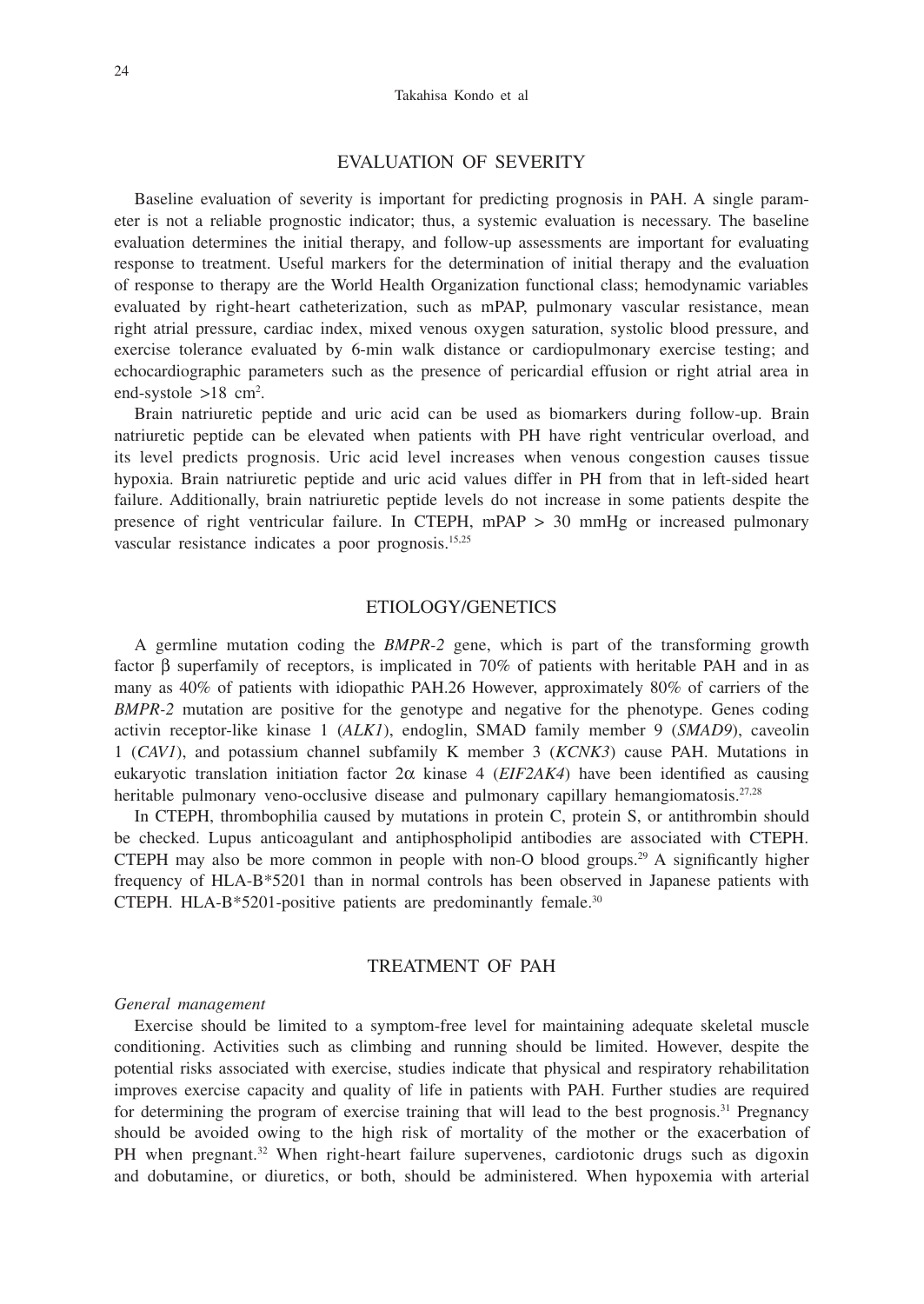## EVALUATION OF SEVERITY

Baseline evaluation of severity is important for predicting prognosis in PAH. A single parameter is not a reliable prognostic indicator; thus, a systemic evaluation is necessary. The baseline evaluation determines the initial therapy, and follow-up assessments are important for evaluating response to treatment. Useful markers for the determination of initial therapy and the evaluation of response to therapy are the World Health Organization functional class; hemodynamic variables evaluated by right-heart catheterization, such as mPAP, pulmonary vascular resistance, mean right atrial pressure, cardiac index, mixed venous oxygen saturation, systolic blood pressure, and exercise tolerance evaluated by 6-min walk distance or cardiopulmonary exercise testing; and echocardiographic parameters such as the presence of pericardial effusion or right atrial area in end-systole >18 cm$^2$.

Brain natriuretic peptide and uric acid can be used as biomarkers during follow-up. Brain natriuretic peptide can be elevated when patients with PH have right ventricular overload, and its level predicts prognosis. Uric acid level increases when venous congestion causes tissue hypoxia. Brain natriuretic peptide and uric acid values differ in PH from that in left-sided heart failure. Additionally, brain natriuretic peptide levels do not increase in some patients despite the presence of right ventricular failure. In CTEPH, mPAP > 30 mmHg or increased pulmonary vascular resistance indicates a poor prognosis.[15,25]

## ETIOLOGY/GENETICS

A germline mutation coding the *BMPR-2* gene, which is part of the transforming growth factor β superfamily of receptors, is implicated in 70% of patients with heritable PAH and in as many as 40% of patients with idiopathic PAH.26 However, approximately 80% of carriers of the *BMPR-2* mutation are positive for the genotype and negative for the phenotype. Genes coding activin receptor-like kinase 1 (*ALK1*), endoglin, SMAD family member 9 (*SMAD9*), caveolin 1 (*CAV1*), and potassium channel subfamily K member 3 (*KCNK3*) cause PAH. Mutations in eukaryotic translation initiation factor 2α kinase 4 (*EIF2AK4*) have been identified as causing heritable pulmonary veno-occlusive disease and pulmonary capillary hemangiomatosis.[27,28]

In CTEPH, thrombophilia caused by mutations in protein C, protein S, or antithrombin should be checked. Lupus anticoagulant and antiphospholipid antibodies are associated with CTEPH. CTEPH may also be more common in people with non-O blood groups.[29] A significantly higher frequency of HLA-B*5201 than in normal controls has been observed in Japanese patients with CTEPH. HLA-B*5201-positive patients are predominantly female.[30]

## TREATMENT OF PAH

*General management*

Exercise should be limited to a symptom-free level for maintaining adequate skeletal muscle conditioning. Activities such as climbing and running should be limited. However, despite the potential risks associated with exercise, studies indicate that physical and respiratory rehabilitation improves exercise capacity and quality of life in patients with PAH. Further studies are required for determining the program of exercise training that will lead to the best prognosis.[31] Pregnancy should be avoided owing to the high risk of mortality of the mother or the exacerbation of PH when pregnant.[32] When right-heart failure supervenes, cardiotonic drugs such as digoxin and dobutamine, or diuretics, or both, should be administered. When hypoxemia with arterial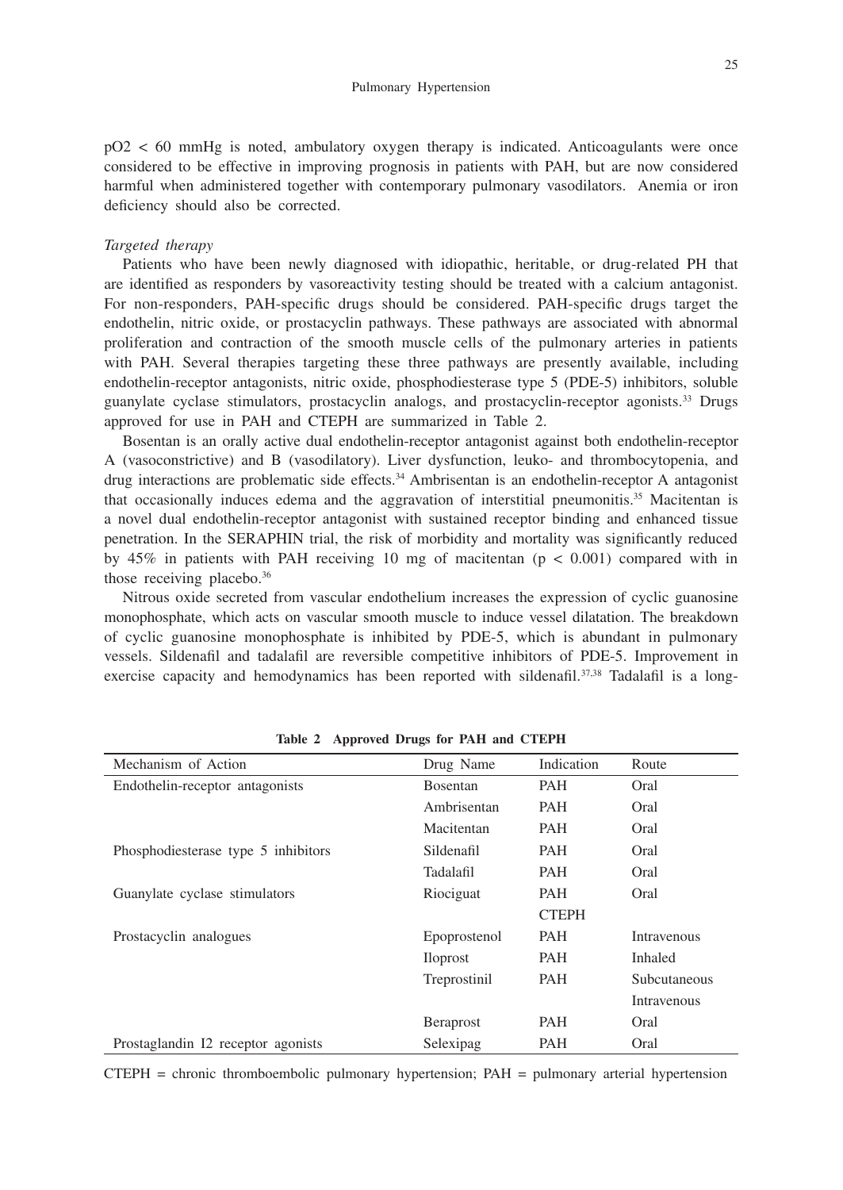pO2 < 60 mmHg is noted, ambulatory oxygen therapy is indicated. Anticoagulants were once considered to be effective in improving prognosis in patients with PAH, but are now considered harmful when administered together with contemporary pulmonary vasodilators. Anemia or iron deficiency should also be corrected.

*Targeted therapy*

Patients who have been newly diagnosed with idiopathic, heritable, or drug-related PH that are identified as responders by vasoreactivity testing should be treated with a calcium antagonist. For non-responders, PAH-specific drugs should be considered. PAH-specific drugs target the endothelin, nitric oxide, or prostacyclin pathways. These pathways are associated with abnormal proliferation and contraction of the smooth muscle cells of the pulmonary arteries in patients with PAH. Several therapies targeting these three pathways are presently available, including endothelin-receptor antagonists, nitric oxide, phosphodiesterase type 5 (PDE-5) inhibitors, soluble guanylate cyclase stimulators, prostacyclin analogs, and prostacyclin-receptor agonists.[33] Drugs approved for use in PAH and CTEPH are summarized in Table 2.

Bosentan is an orally active dual endothelin-receptor antagonist against both endothelin-receptor A (vasoconstrictive) and B (vasodilatory). Liver dysfunction, leuko- and thrombocytopenia, and drug interactions are problematic side effects.[34] Ambrisentan is an endothelin-receptor A antagonist that occasionally induces edema and the aggravation of interstitial pneumonitis.[35] Macitentan is a novel dual endothelin-receptor antagonist with sustained receptor binding and enhanced tissue penetration. In the SERAPHIN trial, the risk of morbidity and mortality was significantly reduced by 45% in patients with PAH receiving 10 mg of macitentan ($p < 0.001$) compared with in those receiving placebo.[36]

Nitrous oxide secreted from vascular endothelium increases the expression of cyclic guanosine monophosphate, which acts on vascular smooth muscle to induce vessel dilatation. The breakdown of cyclic guanosine monophosphate is inhibited by PDE-5, which is abundant in pulmonary vessels. Sildenafil and tadalafil are reversible competitive inhibitors of PDE-5. Improvement in exercise capacity and hemodynamics has been reported with sildenafil.[37,38] Tadalafil is a long-

**Table 2 Approved Drugs for PAH and CTEPH**

| Mechanism of Action | Drug Name | Indication | Route |
|---|---|---|---|
| Endothelin-receptor antagonists | Bosentan | PAH | Oral |
| | Ambrisentan | PAH | Oral |
| | Macitentan | PAH | Oral |
| Phosphodiesterase type 5 inhibitors | Sildenafil | PAH | Oral |
| | Tadalafil | PAH | Oral |
| Guanylate cyclase stimulators | Riociguat | PAH | Oral |
| | | CTEPH | |
| Prostacyclin analogues | Epoprostenol | PAH | Intravenous |
| | Iloprost | PAH | Inhaled |
| | Treprostinil | PAH | Subcutaneous |
| | | | Intravenous |
| | Beraprost | PAH | Oral |
| Prostaglandin I2 receptor agonists | Selexipag | PAH | Oral |

CTEPH = chronic thromboembolic pulmonary hypertension; PAH = pulmonary arterial hypertension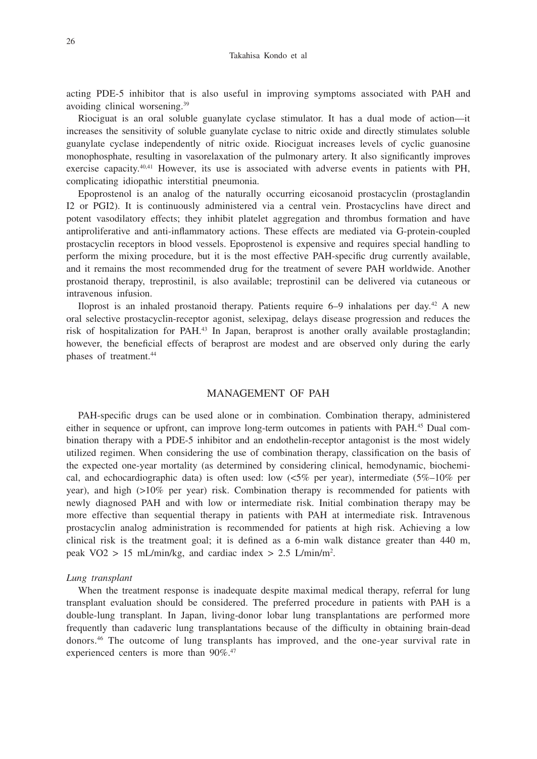acting PDE-5 inhibitor that is also useful in improving symptoms associated with PAH and avoiding clinical worsening.[39]

Riociguat is an oral soluble guanylate cyclase stimulator. It has a dual mode of action—it increases the sensitivity of soluble guanylate cyclase to nitric oxide and directly stimulates soluble guanylate cyclase independently of nitric oxide. Riociguat increases levels of cyclic guanosine monophosphate, resulting in vasorelaxation of the pulmonary artery. It also significantly improves exercise capacity.[40,41] However, its use is associated with adverse events in patients with PH, complicating idiopathic interstitial pneumonia.

Epoprostenol is an analog of the naturally occurring eicosanoid prostacyclin (prostaglandin I2 or PGI2). It is continuously administered via a central vein. Prostacyclins have direct and potent vasodilatory effects; they inhibit platelet aggregation and thrombus formation and have antiproliferative and anti-inflammatory actions. These effects are mediated via G-protein-coupled prostacyclin receptors in blood vessels. Epoprostenol is expensive and requires special handling to perform the mixing procedure, but it is the most effective PAH-specific drug currently available, and it remains the most recommended drug for the treatment of severe PAH worldwide. Another prostanoid therapy, treprostinil, is also available; treprostinil can be delivered via cutaneous or intravenous infusion.

Iloprost is an inhaled prostanoid therapy. Patients require 6–9 inhalations per day.[42] A new oral selective prostacyclin-receptor agonist, selexipag, delays disease progression and reduces the risk of hospitalization for PAH.[43] In Japan, beraprost is another orally available prostaglandin; however, the beneficial effects of beraprost are modest and are observed only during the early phases of treatment.[44]

## MANAGEMENT OF PAH

PAH-specific drugs can be used alone or in combination. Combination therapy, administered either in sequence or upfront, can improve long-term outcomes in patients with PAH.[45] Dual combination therapy with a PDE-5 inhibitor and an endothelin-receptor antagonist is the most widely utilized regimen. When considering the use of combination therapy, classification on the basis of the expected one-year mortality (as determined by considering clinical, hemodynamic, biochemical, and echocardiographic data) is often used: low (<5% per year), intermediate (5%–10% per year), and high (>10% per year) risk. Combination therapy is recommended for patients with newly diagnosed PAH and with low or intermediate risk. Initial combination therapy may be more effective than sequential therapy in patients with PAH at intermediate risk. Intravenous prostacyclin analog administration is recommended for patients at high risk. Achieving a low clinical risk is the treatment goal; it is defined as a 6-min walk distance greater than 440 m, peak VO2 > 15 mL/min/kg, and cardiac index > 2.5 L/min/m$^2$.

### *Lung transplant*

When the treatment response is inadequate despite maximal medical therapy, referral for lung transplant evaluation should be considered. The preferred procedure in patients with PAH is a double-lung transplant. In Japan, living-donor lobar lung transplantations are performed more frequently than cadaveric lung transplantations because of the difficulty in obtaining brain-dead donors.[46] The outcome of lung transplants has improved, and the one-year survival rate in experienced centers is more than 90%.[47]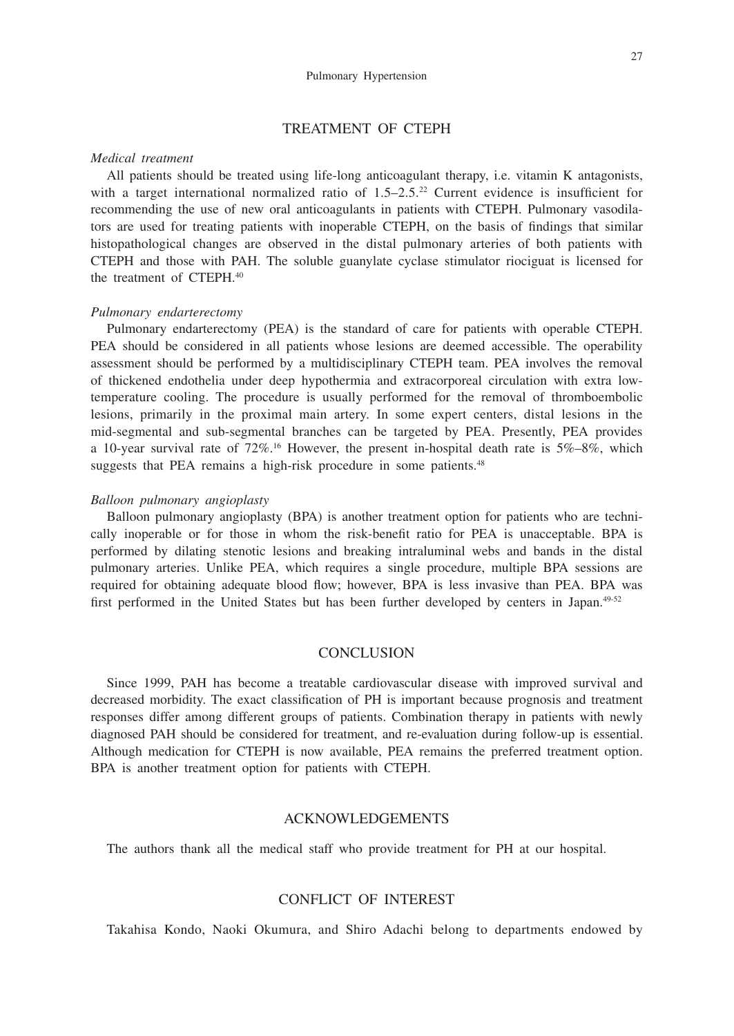## TREATMENT OF CTEPH

### *Medical treatment*

All patients should be treated using life-long anticoagulant therapy, i.e. vitamin K antagonists, with a target international normalized ratio of 1.5–2.5.[22] Current evidence is insufficient for recommending the use of new oral anticoagulants in patients with CTEPH. Pulmonary vasodilators are used for treating patients with inoperable CTEPH, on the basis of findings that similar histopathological changes are observed in the distal pulmonary arteries of both patients with CTEPH and those with PAH. The soluble guanylate cyclase stimulator riociguat is licensed for the treatment of CTEPH.[40]

### *Pulmonary endarterectomy*

Pulmonary endarterectomy (PEA) is the standard of care for patients with operable CTEPH. PEA should be considered in all patients whose lesions are deemed accessible. The operability assessment should be performed by a multidisciplinary CTEPH team. PEA involves the removal of thickened endothelia under deep hypothermia and extracorporeal circulation with extra low-temperature cooling. The procedure is usually performed for the removal of thromboembolic lesions, primarily in the proximal main artery. In some expert centers, distal lesions in the mid-segmental and sub-segmental branches can be targeted by PEA. Presently, PEA provides a 10-year survival rate of 72%.[16] However, the present in-hospital death rate is 5%–8%, which suggests that PEA remains a high-risk procedure in some patients.[48]

### *Balloon pulmonary angioplasty*

Balloon pulmonary angioplasty (BPA) is another treatment option for patients who are technically inoperable or for those in whom the risk-benefit ratio for PEA is unacceptable. BPA is performed by dilating stenotic lesions and breaking intraluminal webs and bands in the distal pulmonary arteries. Unlike PEA, which requires a single procedure, multiple BPA sessions are required for obtaining adequate blood flow; however, BPA is less invasive than PEA. BPA was first performed in the United States but has been further developed by centers in Japan.[49-52]

## CONCLUSION

Since 1999, PAH has become a treatable cardiovascular disease with improved survival and decreased morbidity. The exact classification of PH is important because prognosis and treatment responses differ among different groups of patients. Combination therapy in patients with newly diagnosed PAH should be considered for treatment, and re-evaluation during follow-up is essential. Although medication for CTEPH is now available, PEA remains the preferred treatment option. BPA is another treatment option for patients with CTEPH.

## ACKNOWLEDGEMENTS

The authors thank all the medical staff who provide treatment for PH at our hospital.

## CONFLICT OF INTEREST

Takahisa Kondo, Naoki Okumura, and Shiro Adachi belong to departments endowed by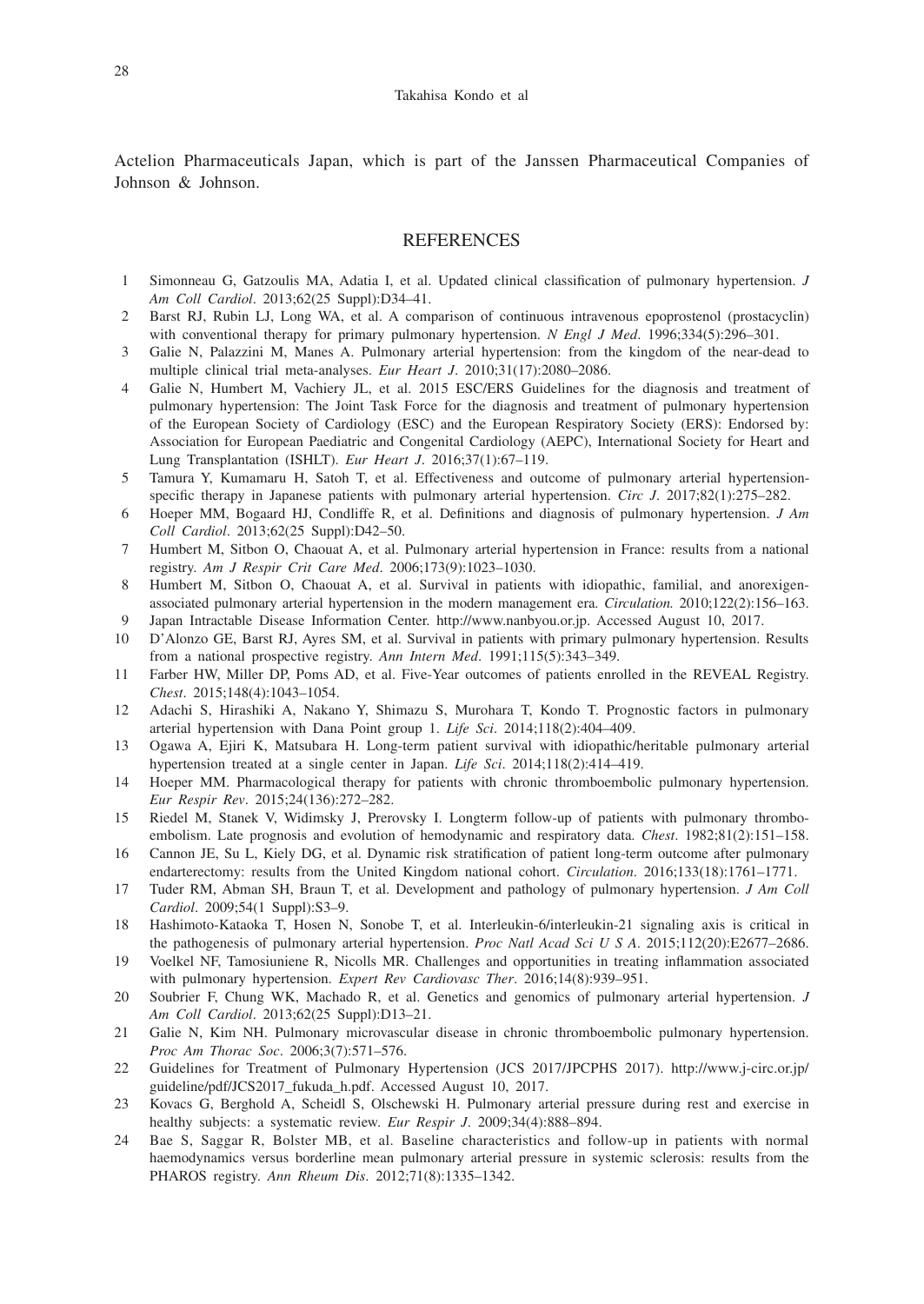Actelion Pharmaceuticals Japan, which is part of the Janssen Pharmaceutical Companies of Johnson & Johnson.

## REFERENCES

1. Simonneau G, Gatzoulis MA, Adatia I, et al. Updated clinical classification of pulmonary hypertension. *J Am Coll Cardiol*. 2013;62(25 Suppl):D34–41.
2. Barst RJ, Rubin LJ, Long WA, et al. A comparison of continuous intravenous epoprostenol (prostacyclin) with conventional therapy for primary pulmonary hypertension. *N Engl J Med*. 1996;334(5):296–301.
3. Galie N, Palazzini M, Manes A. Pulmonary arterial hypertension: from the kingdom of the near-dead to multiple clinical trial meta-analyses. *Eur Heart J*. 2010;31(17):2080–2086.
4. Galie N, Humbert M, Vachiery JL, et al. 2015 ESC/ERS Guidelines for the diagnosis and treatment of pulmonary hypertension: The Joint Task Force for the diagnosis and treatment of pulmonary hypertension of the European Society of Cardiology (ESC) and the European Respiratory Society (ERS): Endorsed by: Association for European Paediatric and Congenital Cardiology (AEPC), International Society for Heart and Lung Transplantation (ISHLT). *Eur Heart J*. 2016;37(1):67–119.
5. Tamura Y, Kumamaru H, Satoh T, et al. Effectiveness and outcome of pulmonary arterial hypertension-specific therapy in Japanese patients with pulmonary arterial hypertension. *Circ J*. 2017;82(1):275–282.
6. Hoeper MM, Bogaard HJ, Condliffe R, et al. Definitions and diagnosis of pulmonary hypertension. *J Am Coll Cardiol*. 2013;62(25 Suppl):D42–50.
7. Humbert M, Sitbon O, Chaouat A, et al. Pulmonary arterial hypertension in France: results from a national registry. *Am J Respir Crit Care Med*. 2006;173(9):1023–1030.
8. Humbert M, Sitbon O, Chaouat A, et al. Survival in patients with idiopathic, familial, and anorexigen-associated pulmonary arterial hypertension in the modern management era. *Circulation.* 2010;122(2):156–163.
9. Japan Intractable Disease Information Center. http://www.nanbyou.or.jp. Accessed August 10, 2017.
10. D'Alonzo GE, Barst RJ, Ayres SM, et al. Survival in patients with primary pulmonary hypertension. Results from a national prospective registry. *Ann Intern Med*. 1991;115(5):343–349.
11. Farber HW, Miller DP, Poms AD, et al. Five-Year outcomes of patients enrolled in the REVEAL Registry. *Chest*. 2015;148(4):1043–1054.
12. Adachi S, Hirashiki A, Nakano Y, Shimazu S, Murohara T, Kondo T. Prognostic factors in pulmonary arterial hypertension with Dana Point group 1. *Life Sci*. 2014;118(2):404–409.
13. Ogawa A, Ejiri K, Matsubara H. Long-term patient survival with idiopathic/heritable pulmonary arterial hypertension treated at a single center in Japan. *Life Sci*. 2014;118(2):414–419.
14. Hoeper MM. Pharmacological therapy for patients with chronic thromboembolic pulmonary hypertension. *Eur Respir Rev*. 2015;24(136):272–282.
15. Riedel M, Stanek V, Widimsky J, Prerovsky I. Longterm follow-up of patients with pulmonary thromboembolism. Late prognosis and evolution of hemodynamic and respiratory data. *Chest*. 1982;81(2):151–158.
16. Cannon JE, Su L, Kiely DG, et al. Dynamic risk stratification of patient long-term outcome after pulmonary endarterectomy: results from the United Kingdom national cohort. *Circulation*. 2016;133(18):1761–1771.
17. Tuder RM, Abman SH, Braun T, et al. Development and pathology of pulmonary hypertension. *J Am Coll Cardiol*. 2009;54(1 Suppl):S3–9.
18. Hashimoto-Kataoka T, Hosen N, Sonobe T, et al. Interleukin-6/interleukin-21 signaling axis is critical in the pathogenesis of pulmonary arterial hypertension. *Proc Natl Acad Sci U S A*. 2015;112(20):E2677–2686.
19. Voelkel NF, Tamosiuniene R, Nicolls MR. Challenges and opportunities in treating inflammation associated with pulmonary hypertension. *Expert Rev Cardiovasc Ther*. 2016;14(8):939–951.
20. Soubrier F, Chung WK, Machado R, et al. Genetics and genomics of pulmonary arterial hypertension. *J Am Coll Cardiol*. 2013;62(25 Suppl):D13–21.
21. Galie N, Kim NH. Pulmonary microvascular disease in chronic thromboembolic pulmonary hypertension. *Proc Am Thorac Soc*. 2006;3(7):571–576.
22. Guidelines for Treatment of Pulmonary Hypertension (JCS 2017/JPCPHS 2017). http://www.j-circ.or.jp/guideline/pdf/JCS2017_fukuda_h.pdf. Accessed August 10, 2017.
23. Kovacs G, Berghold A, Scheidl S, Olschewski H. Pulmonary arterial pressure during rest and exercise in healthy subjects: a systematic review. *Eur Respir J*. 2009;34(4):888–894.
24. Bae S, Saggar R, Bolster MB, et al. Baseline characteristics and follow-up in patients with normal haemodynamics versus borderline mean pulmonary arterial pressure in systemic sclerosis: results from the PHAROS registry. *Ann Rheum Dis*. 2012;71(8):1335–1342.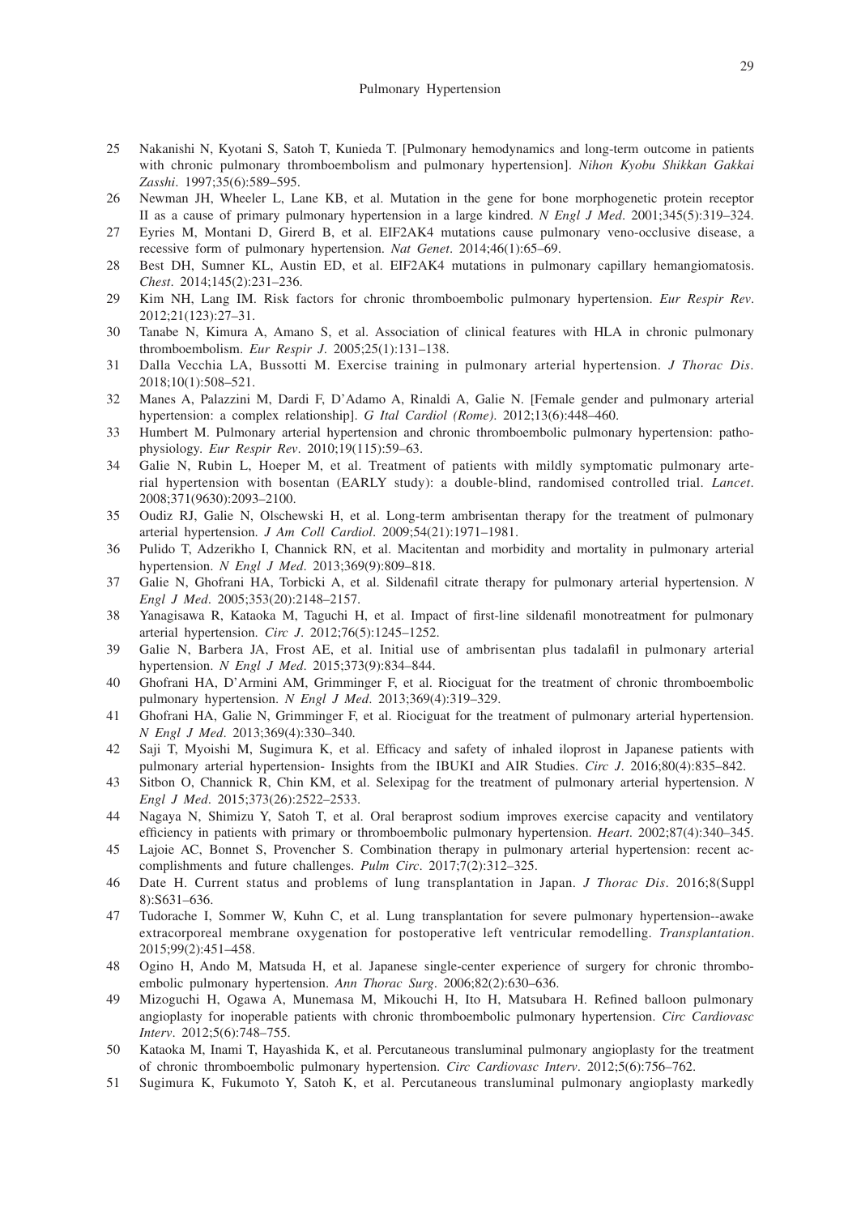25 Nakanishi N, Kyotani S, Satoh T, Kunieda T. [Pulmonary hemodynamics and long-term outcome in patients with chronic pulmonary thromboembolism and pulmonary hypertension]. *Nihon Kyobu Shikkan Gakkai Zasshi*. 1997;35(6):589–595.

26 Newman JH, Wheeler L, Lane KB, et al. Mutation in the gene for bone morphogenetic protein receptor II as a cause of primary pulmonary hypertension in a large kindred. *N Engl J Med*. 2001;345(5):319–324.

27 Eyries M, Montani D, Girerd B, et al. EIF2AK4 mutations cause pulmonary veno-occlusive disease, a recessive form of pulmonary hypertension. *Nat Genet*. 2014;46(1):65–69.

28 Best DH, Sumner KL, Austin ED, et al. EIF2AK4 mutations in pulmonary capillary hemangiomatosis. *Chest*. 2014;145(2):231–236.

29 Kim NH, Lang IM. Risk factors for chronic thromboembolic pulmonary hypertension. *Eur Respir Rev*. 2012;21(123):27–31.

30 Tanabe N, Kimura A, Amano S, et al. Association of clinical features with HLA in chronic pulmonary thromboembolism. *Eur Respir J*. 2005;25(1):131–138.

31 Dalla Vecchia LA, Bussotti M. Exercise training in pulmonary arterial hypertension. *J Thorac Dis*. 2018;10(1):508–521.

32 Manes A, Palazzini M, Dardi F, D'Adamo A, Rinaldi A, Galie N. [Female gender and pulmonary arterial hypertension: a complex relationship]. *G Ital Cardiol (Rome)*. 2012;13(6):448–460.

33 Humbert M. Pulmonary arterial hypertension and chronic thromboembolic pulmonary hypertension: pathophysiology. *Eur Respir Rev*. 2010;19(115):59–63.

34 Galie N, Rubin L, Hoeper M, et al. Treatment of patients with mildly symptomatic pulmonary arterial hypertension with bosentan (EARLY study): a double-blind, randomised controlled trial. *Lancet*. 2008;371(9630):2093–2100.

35 Oudiz RJ, Galie N, Olschewski H, et al. Long-term ambrisentan therapy for the treatment of pulmonary arterial hypertension. *J Am Coll Cardiol*. 2009;54(21):1971–1981.

36 Pulido T, Adzerikho I, Channick RN, et al. Macitentan and morbidity and mortality in pulmonary arterial hypertension. *N Engl J Med*. 2013;369(9):809–818.

37 Galie N, Ghofrani HA, Torbicki A, et al. Sildenafil citrate therapy for pulmonary arterial hypertension. *N Engl J Med*. 2005;353(20):2148–2157.

38 Yanagisawa R, Kataoka M, Taguchi H, et al. Impact of first-line sildenafil monotreatment for pulmonary arterial hypertension. *Circ J*. 2012;76(5):1245–1252.

39 Galie N, Barbera JA, Frost AE, et al. Initial use of ambrisentan plus tadalafil in pulmonary arterial hypertension. *N Engl J Med*. 2015;373(9):834–844.

40 Ghofrani HA, D'Armini AM, Grimminger F, et al. Riociguat for the treatment of chronic thromboembolic pulmonary hypertension. *N Engl J Med*. 2013;369(4):319–329.

41 Ghofrani HA, Galie N, Grimminger F, et al. Riociguat for the treatment of pulmonary arterial hypertension. *N Engl J Med*. 2013;369(4):330–340.

42 Saji T, Myoishi M, Sugimura K, et al. Efficacy and safety of inhaled iloprost in Japanese patients with pulmonary arterial hypertension- Insights from the IBUKI and AIR Studies. *Circ J*. 2016;80(4):835–842.

43 Sitbon O, Channick R, Chin KM, et al. Selexipag for the treatment of pulmonary arterial hypertension. *N Engl J Med*. 2015;373(26):2522–2533.

44 Nagaya N, Shimizu Y, Satoh T, et al. Oral beraprost sodium improves exercise capacity and ventilatory efficiency in patients with primary or thromboembolic pulmonary hypertension. *Heart*. 2002;87(4):340–345.

45 Lajoie AC, Bonnet S, Provencher S. Combination therapy in pulmonary arterial hypertension: recent accomplishments and future challenges. *Pulm Circ*. 2017;7(2):312–325.

46 Date H. Current status and problems of lung transplantation in Japan. *J Thorac Dis*. 2016;8(Suppl 8):S631–636.

47 Tudorache I, Sommer W, Kuhn C, et al. Lung transplantation for severe pulmonary hypertension--awake extracorporeal membrane oxygenation for postoperative left ventricular remodelling. *Transplantation*. 2015;99(2):451–458.

48 Ogino H, Ando M, Matsuda H, et al. Japanese single-center experience of surgery for chronic thromboembolic pulmonary hypertension. *Ann Thorac Surg*. 2006;82(2):630–636.

49 Mizoguchi H, Ogawa A, Munemasa M, Mikouchi H, Ito H, Matsubara H. Refined balloon pulmonary angioplasty for inoperable patients with chronic thromboembolic pulmonary hypertension. *Circ Cardiovasc Interv*. 2012;5(6):748–755.

50 Kataoka M, Inami T, Hayashida K, et al. Percutaneous transluminal pulmonary angioplasty for the treatment of chronic thromboembolic pulmonary hypertension. *Circ Cardiovasc Interv*. 2012;5(6):756–762.

51 Sugimura K, Fukumoto Y, Satoh K, et al. Percutaneous transluminal pulmonary angioplasty markedly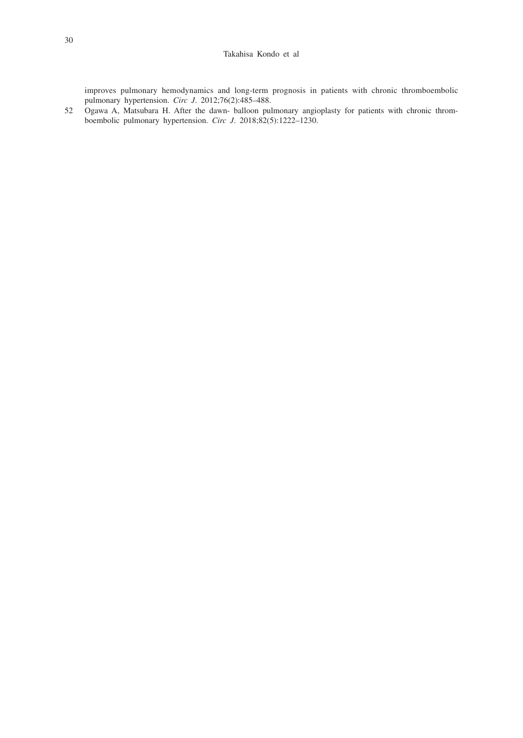improves pulmonary hemodynamics and long-term prognosis in patients with chronic thromboembolic pulmonary hypertension. *Circ J*. 2012;76(2):485–488.

52 Ogawa A, Matsubara H. After the dawn- balloon pulmonary angioplasty for patients with chronic thromboembolic pulmonary hypertension. *Circ J*. 2018;82(5):1222–1230.